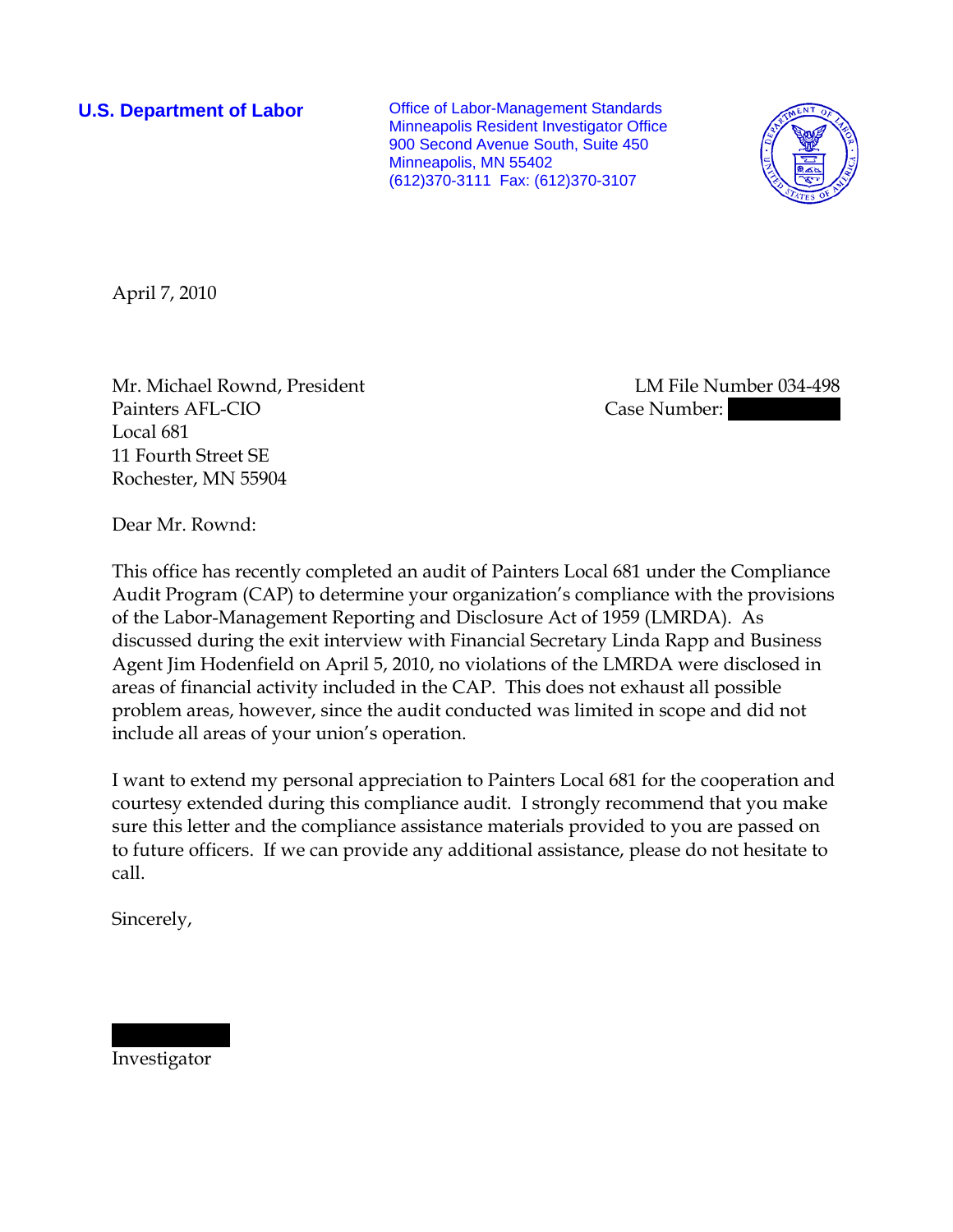**U.S. Department of Labor**

Office of Labor-Management Standards
Minneapolis Resident Investigator Office
900 Second Avenue South, Suite 450
Minneapolis, MN 55402
(612)370-3111 Fax: (612)370-3107

April 7, 2010

Mr. Michael Rownd, President
Painters AFL-CIO
Local 681
11 Fourth Street SE
Rochester, MN 55904

LM File Number 034-498
Case Number:

Dear Mr. Rownd:

This office has recently completed an audit of Painters Local 681 under the Compliance Audit Program (CAP) to determine your organization's compliance with the provisions of the Labor-Management Reporting and Disclosure Act of 1959 (LMRDA). As discussed during the exit interview with Financial Secretary Linda Rapp and Business Agent Jim Hodenfield on April 5, 2010, no violations of the LMRDA were disclosed in areas of financial activity included in the CAP. This does not exhaust all possible problem areas, however, since the audit conducted was limited in scope and did not include all areas of your union's operation.

I want to extend my personal appreciation to Painters Local 681 for the cooperation and courtesy extended during this compliance audit. I strongly recommend that you make sure this letter and the compliance assistance materials provided to you are passed on to future officers. If we can provide any additional assistance, please do not hesitate to call.

Sincerely,

Investigator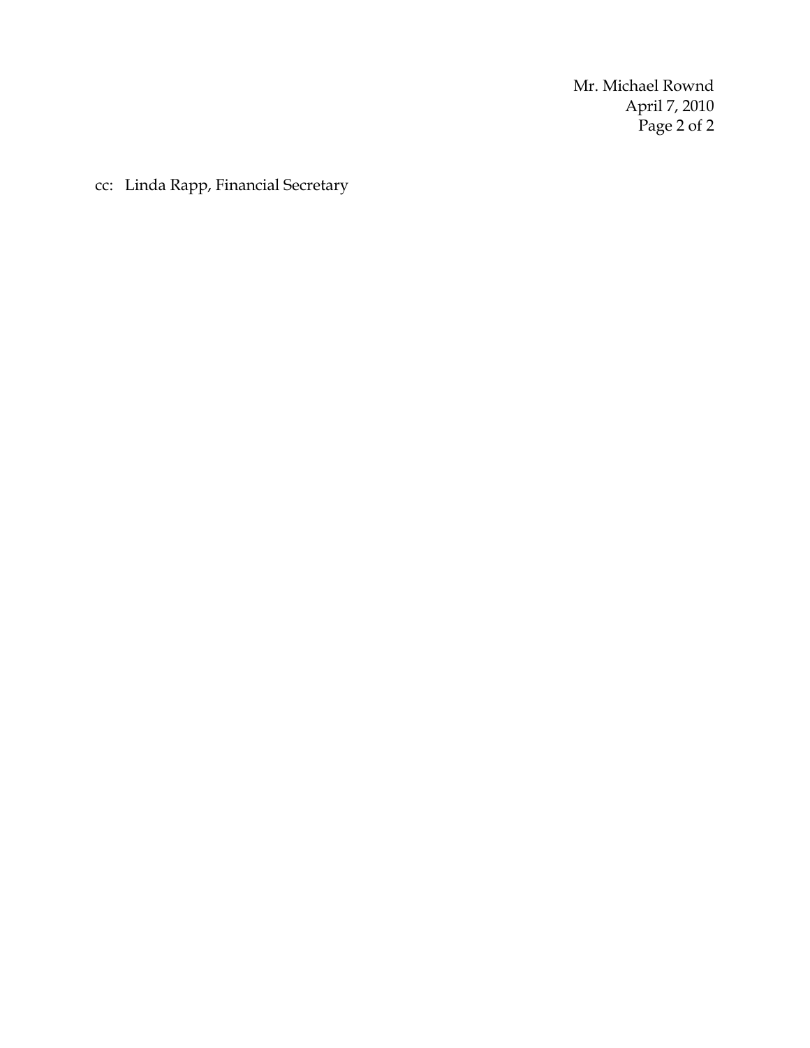cc: Linda Rapp, Financial Secretary